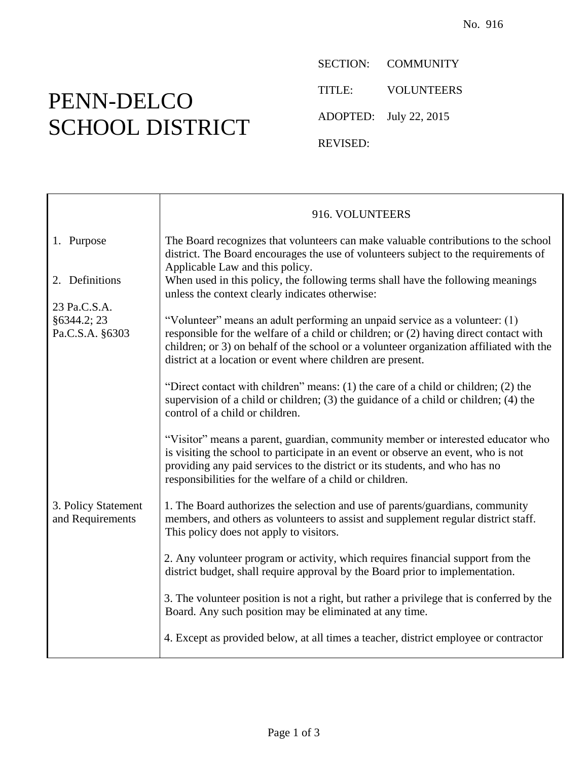No. 916

# PENN-DELCO SCHOOL DISTRICT

SECTION: COMMUNITY

TITLE: VOLUNTEERS

ADOPTED: July 22, 2015

REVISED:

## 916. VOLUNTEERS

**1. Purpose**

The Board recognizes that volunteers can make valuable contributions to the school district. The Board encourages the use of volunteers subject to the requirements of Applicable Law and this policy.

**2. Definitions**

23 Pa.C.S.A. §6344.2; 23 Pa.C.S.A. §6303

When used in this policy, the following terms shall have the following meanings unless the context clearly indicates otherwise:

"Volunteer" means an adult performing an unpaid service as a volunteer: (1) responsible for the welfare of a child or children; or (2) having direct contact with children; or 3) on behalf of the school or a volunteer organization affiliated with the district at a location or event where children are present.

"Direct contact with children" means: (1) the care of a child or children; (2) the supervision of a child or children; (3) the guidance of a child or children; (4) the control of a child or children.

"Visitor" means a parent, guardian, community member or interested educator who is visiting the school to participate in an event or observe an event, who is not providing any paid services to the district or its students, and who has no responsibilities for the welfare of a child or children.

**3. Policy Statement and Requirements**

1. The Board authorizes the selection and use of parents/guardians, community members, and others as volunteers to assist and supplement regular district staff. This policy does not apply to visitors.

2. Any volunteer program or activity, which requires financial support from the district budget, shall require approval by the Board prior to implementation.

3. The volunteer position is not a right, but rather a privilege that is conferred by the Board. Any such position may be eliminated at any time.

4. Except as provided below, at all times a teacher, district employee or contractor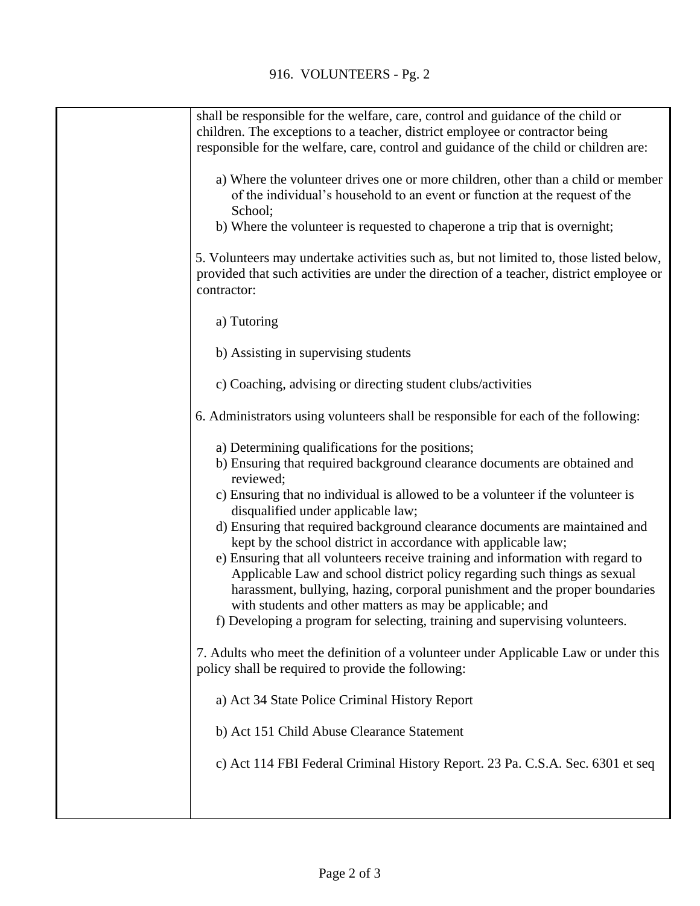shall be responsible for the welfare, care, control and guidance of the child or children. The exceptions to a teacher, district employee or contractor being responsible for the welfare, care, control and guidance of the child or children are:

a) Where the volunteer drives one or more children, other than a child or member of the individual's household to an event or function at the request of the School;
b) Where the volunteer is requested to chaperone a trip that is overnight;

5. Volunteers may undertake activities such as, but not limited to, those listed below, provided that such activities are under the direction of a teacher, district employee or contractor:

a) Tutoring

b) Assisting in supervising students

c) Coaching, advising or directing student clubs/activities

6. Administrators using volunteers shall be responsible for each of the following:

a) Determining qualifications for the positions;
b) Ensuring that required background clearance documents are obtained and reviewed;
c) Ensuring that no individual is allowed to be a volunteer if the volunteer is disqualified under applicable law;
d) Ensuring that required background clearance documents are maintained and kept by the school district in accordance with applicable law;
e) Ensuring that all volunteers receive training and information with regard to Applicable Law and school district policy regarding such things as sexual harassment, bullying, hazing, corporal punishment and the proper boundaries with students and other matters as may be applicable; and
f) Developing a program for selecting, training and supervising volunteers.

7. Adults who meet the definition of a volunteer under Applicable Law or under this policy shall be required to provide the following:

a) Act 34 State Police Criminal History Report

b) Act 151 Child Abuse Clearance Statement

c) Act 114 FBI Federal Criminal History Report. 23 Pa. C.S.A. Sec. 6301 et seq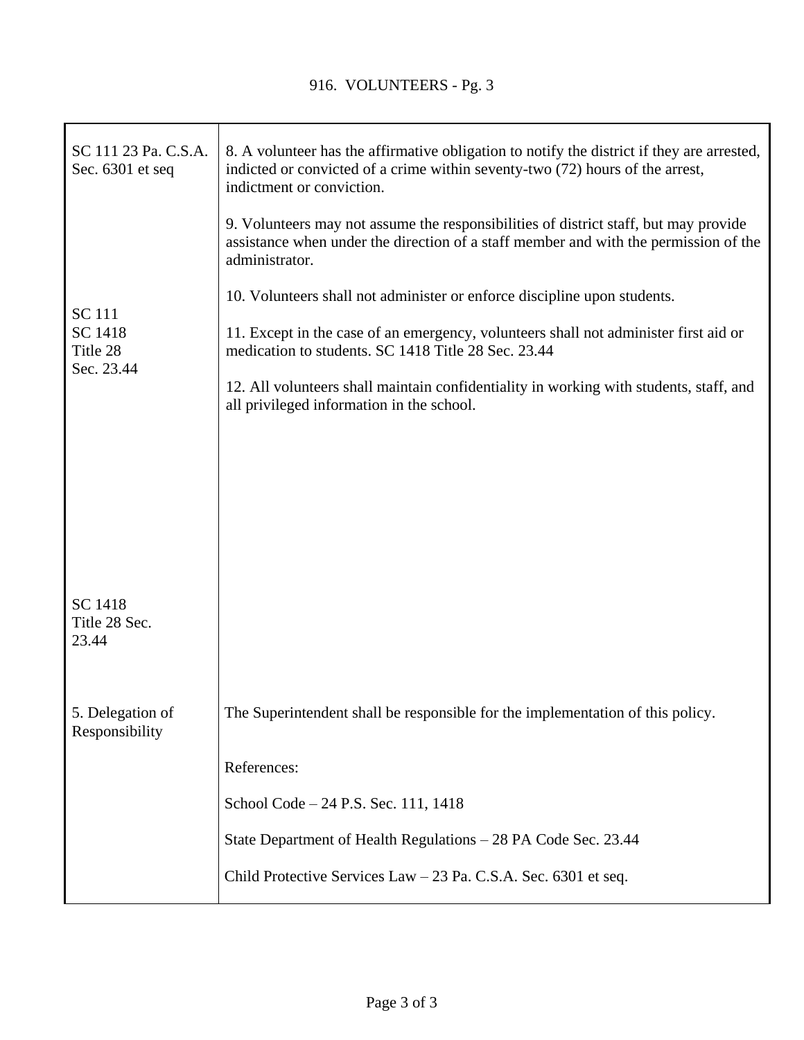| | |
|---|---|
| SC 111 23 Pa. C.S.A. Sec. 6301 et seq | 8. A volunteer has the affirmative obligation to notify the district if they are arrested, indicted or convicted of a crime within seventy-two (72) hours of the arrest, indictment or conviction.<br><br>9. Volunteers may not assume the responsibilities of district staff, but may provide assistance when under the direction of a staff member and with the permission of the administrator. |
| SC 111<br>SC 1418<br>Title 28<br>Sec. 23.44 | 10. Volunteers shall not administer or enforce discipline upon students.<br><br>11. Except in the case of an emergency, volunteers shall not administer first aid or medication to students. SC 1418 Title 28 Sec. 23.44<br><br>12. All volunteers shall maintain confidentiality in working with students, staff, and all privileged information in the school. |
| SC 1418<br>Title 28 Sec.<br>23.44 | |
| 5. Delegation of Responsibility | The Superintendent shall be responsible for the implementation of this policy.<br><br>References:<br><br>School Code – 24 P.S. Sec. 111, 1418<br><br>State Department of Health Regulations – 28 PA Code Sec. 23.44<br><br>Child Protective Services Law – 23 Pa. C.S.A. Sec. 6301 et seq. |